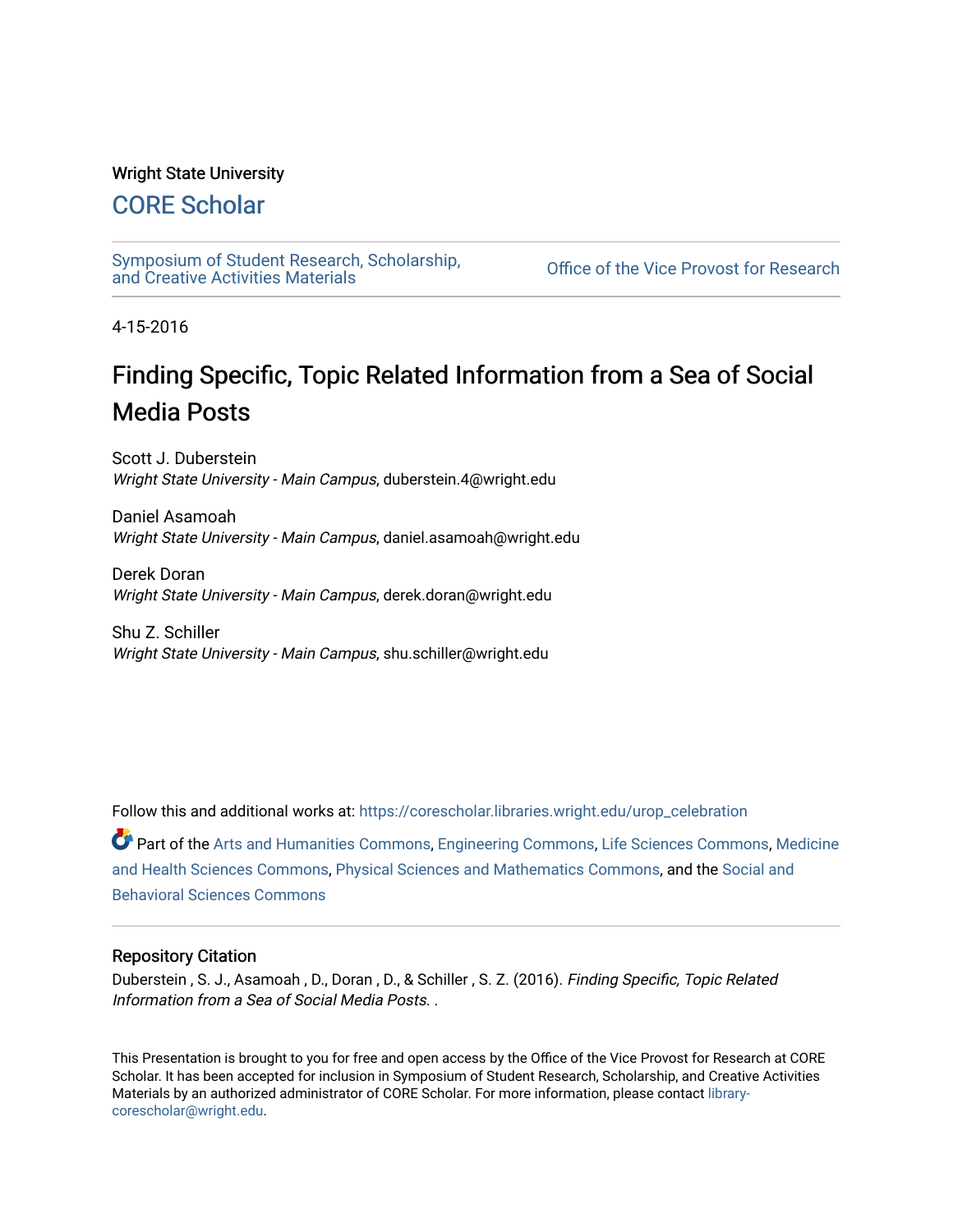Wright State University

## CORE Scholar

Symposium of Student Research, Scholarship, and Creative Activities Materials

Office of the Vice Provost for Research

4-15-2016

# Finding Specific, Topic Related Information from a Sea of Social Media Posts

Scott J. Duberstein
*Wright State University - Main Campus*, duberstein.4@wright.edu

Daniel Asamoah
*Wright State University - Main Campus*, daniel.asamoah@wright.edu

Derek Doran
*Wright State University - Main Campus*, derek.doran@wright.edu

Shu Z. Schiller
*Wright State University - Main Campus*, shu.schiller@wright.edu

Follow this and additional works at: https://corescholar.libraries.wright.edu/urop_celebration

Part of the Arts and Humanities Commons, Engineering Commons, Life Sciences Commons, Medicine and Health Sciences Commons, Physical Sciences and Mathematics Commons, and the Social and Behavioral Sciences Commons

### Repository Citation

Duberstein , S. J., Asamoah , D., Doran , D., & Schiller , S. Z. (2016). *Finding Specific, Topic Related Information from a Sea of Social Media Posts.* .

This Presentation is brought to you for free and open access by the Office of the Vice Provost for Research at CORE Scholar. It has been accepted for inclusion in Symposium of Student Research, Scholarship, and Creative Activities Materials by an authorized administrator of CORE Scholar. For more information, please contact library-corescholar@wright.edu.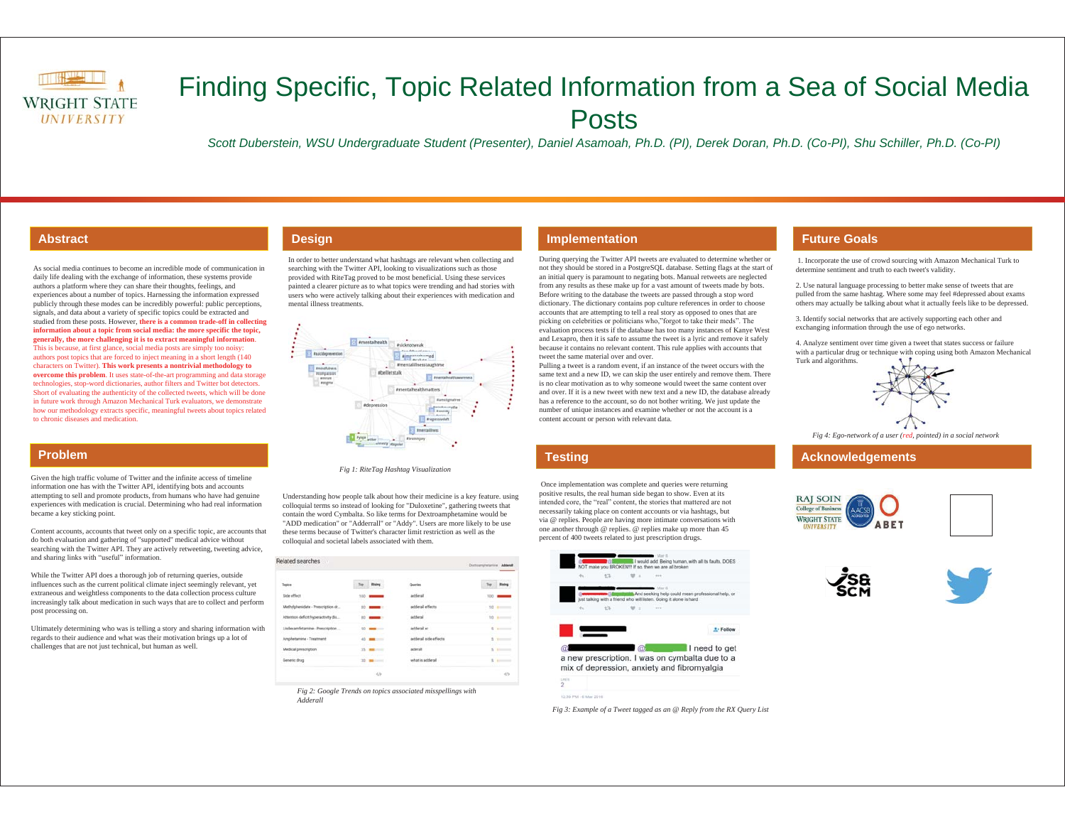# Finding Specific, Topic Related Information from a Sea of Social Media Posts

*Scott Duberstein, WSU Undergraduate Student (Presenter), Daniel Asamoah, Ph.D. (PI), Derek Doran, Ph.D. (Co-PI), Shu Schiller, Ph.D. (Co-PI)*

## Abstract

As social media continues to become an incredible mode of communication in daily life dealing with the exchange of information, these systems provide authors a platform where they can share their thoughts, feelings, and experiences about a number of topics. Harnessing the information expressed publicly through these modes can be incredibly powerful: public perceptions, signals, and data about a variety of specific topics could be extracted and studied from these posts. However, **there is a common trade-off in collecting information about a topic from social media: the more specific the topic, generally, the more challenging it is to extract meaningful information**. This is because, at first glance, social media posts are simply too noisy: authors post topics that are forced to inject meaning in a short length (140 characters on Twitter). **This work presents a nontrivial methodology to overcome this problem**. It uses state-of-the-art programming and data storage technologies, stop-word dictionaries, each filters and Twitter bot detectors. Short of evaluating the authenticity of the collected tweets, which will be done in future work through Amazon Mechanical Turk evaluators, we demonstrate how our methodology extracts specific, meaningful tweets about topics related to chronic diseases and medication.

## Problem

Given the high traffic volume of Twitter and the infinite access of timeline information one has with the Twitter API, identifying bots and accounts attempting to sell and promote products, from humans who have had genuine experiences with medication is crucial. Determining who had real information became a key sticking point.

Content accounts, accounts that tweet only on a specific topic, are accounts that do both evaluation and gathering of "supported" medical advice without searching with the Twitter API. They are actively retweeting, tweeting advice, and sharing links with "useful" information.

While the Twitter API does a thorough job of returning queries, outside influences such as the current political climate inject seemingly relevant, yet extraneous and weightless components to the data collection process culture increasingly talk about medication in such ways that are to collect and perform post processing on.

Ultimately determining who was is telling a story and sharing information with regards to their audience and what was their motivation brings up a lot of challenges that are not just technical, but human as well.

## Design

In order to better understand what hashtags are relevant when collecting and searching with the Twitter API, looking to visualizations such as those provided with RiteTag proved to be most beneficial. Using these services painted a clearer picture as to what topics were trending and had stories with users who were actively talking about their experiences with medication and mental illness treatments.

*Fig 1: RiteTag Hashtag Visualization*

Understanding how people talk about how their medicine is a key feature. using colloquial terms so instead of looking for "Duloxetine", gathering tweets that contain the word Cymbalta. So like terms for Dextroamphetamine would be "ADD medication" or "Adderall" or "Addy". Users are more likely to be use these terms because of Twitter's character limit restriction as well as the colloquial and societal labels associated with them.

*Fig 2: Google Trends on topics associated misspellings with Adderall*

## Implementation

During querying the Twitter API tweets are evaluated to determine whether or not they should be stored in a PostgreSQL database. Setting flags at the start of an initial query is paramount to negating bots. Manual retweets are neglected from any results as these make up for a vast amount of tweets made by bots. Before writing to the database the tweets are passed through a stop word dictionary. The dictionary contains pop culture references in order to choose accounts that are attempting to tell a real story as opposed to ones that are picking on celebrities or politicians who,"forgot to take their meds". The evaluation process tests if the database has too many instances of Kanye West and Lexapro, then it is safe to assume the tweet is a lyric and remove it safely because it contains no relevant content. This rule applies with accounts that tweet the same material over and over.

Pulling a tweet is a random event, if an instance of the tweet occurs with the same text and a new ID, we can skip the user entirely and remove them. There is no clear motivation as to why someone would tweet the same content over and over. If it is a new tweet with new text and a new ID, the database already has a reference to the account, so do not bother writing. We just update the number of unique instances and examine whether or not the account is a content account or person with relevant data.

## Testing

Once implementation was complete and queries were returning positive results, the real human side began to show. Even at its intended core, the "real" content, the stories that mattered are not necessarily taking place on content accounts or via hashtags, but via @ replies. People are having more intimate conversations with one another through @ replies. @ replies make up more than 45 percent of 400 tweets related to just prescription drugs.

*Fig 3: Example of a Tweet tagged as an @ Reply from the RX Query List*

## Future Goals

1. Incorporate the use of crowd sourcing with Amazon Mechanical Turk to determine sentiment and truth to each tweet's validity.

2. Use natural language processing to better make sense of tweets that are pulled from the same hashtag. Where some may feel #depressed about exams others may actually be talking about what it actually feels like to be depressed.

3. Identify social networks that are actively supporting each other and exchanging information through the use of ego networks.

4. Analyze sentiment over time given a tweet that states success or failure with a particular drug or technique with coping using both Amazon Mechanical Turk and algorithms.

*Fig 4: Ego-network of a user (red, pointed) in a social network*

## Acknowledgements